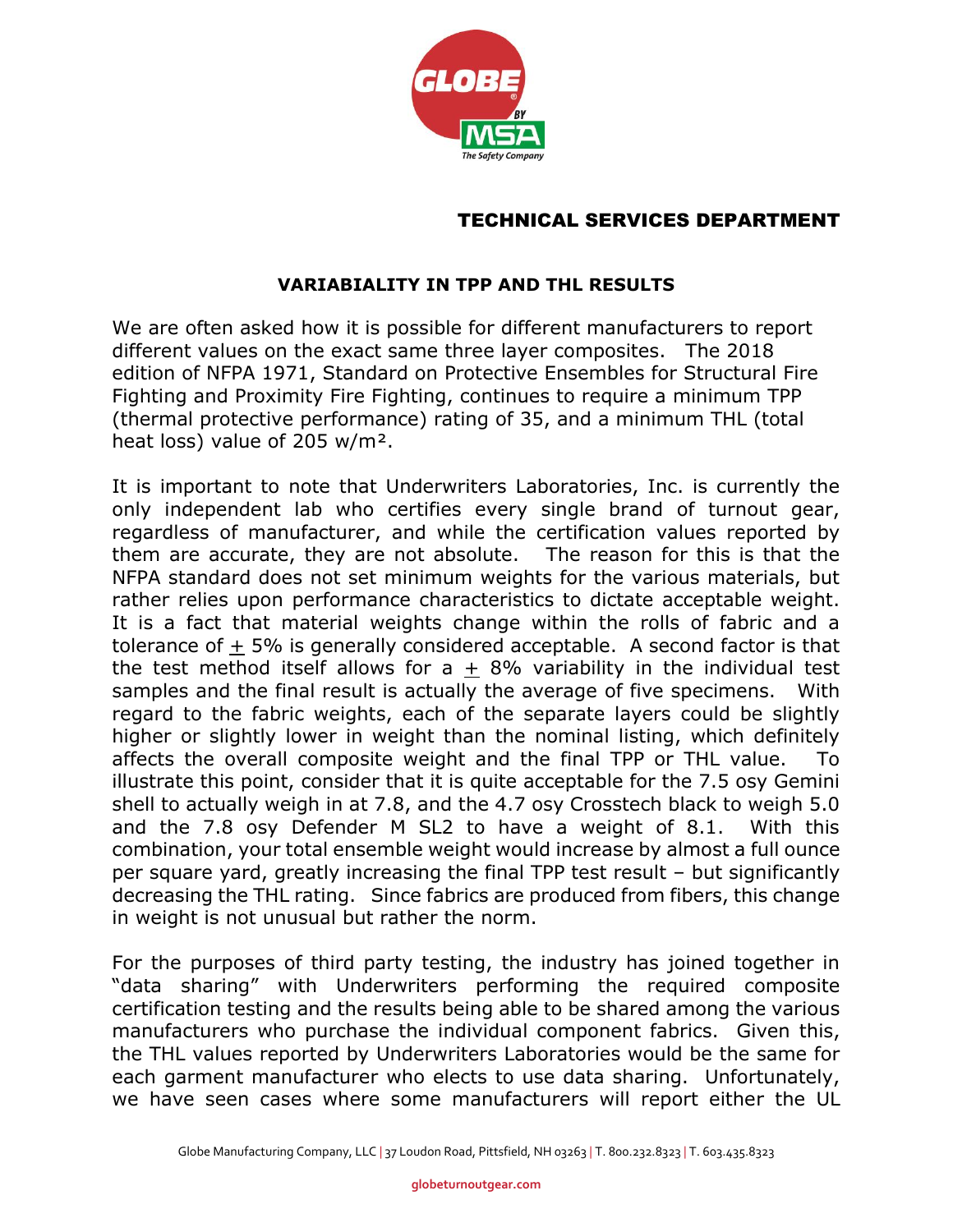## TECHNICAL SERVICES DEPARTMENT

### VARIABIALITY IN TPP AND THL RESULTS

We are often asked how it is possible for different manufacturers to report different values on the exact same three layer composites. The 2018 edition of NFPA 1971, Standard on Protective Ensembles for Structural Fire Fighting and Proximity Fire Fighting, continues to require a minimum TPP (thermal protective performance) rating of 35, and a minimum THL (total heat loss) value of 205 w/m².

It is important to note that Underwriters Laboratories, Inc. is currently the only independent lab who certifies every single brand of turnout gear, regardless of manufacturer, and while the certification values reported by them are accurate, they are not absolute. The reason for this is that the NFPA standard does not set minimum weights for the various materials, but rather relies upon performance characteristics to dictate acceptable weight. It is a fact that material weights change within the rolls of fabric and a tolerance of ± 5% is generally considered acceptable. A second factor is that the test method itself allows for a ± 8% variability in the individual test samples and the final result is actually the average of five specimens. With regard to the fabric weights, each of the separate layers could be slightly higher or slightly lower in weight than the nominal listing, which definitely affects the overall composite weight and the final TPP or THL value. To illustrate this point, consider that it is quite acceptable for the 7.5 osy Gemini shell to actually weigh in at 7.8, and the 4.7 osy Crosstech black to weigh 5.0 and the 7.8 osy Defender M SL2 to have a weight of 8.1. With this combination, your total ensemble weight would increase by almost a full ounce per square yard, greatly increasing the final TPP test result – but significantly decreasing the THL rating. Since fabrics are produced from fibers, this change in weight is not unusual but rather the norm.

For the purposes of third party testing, the industry has joined together in "data sharing" with Underwriters performing the required composite certification testing and the results being able to be shared among the various manufacturers who purchase the individual component fabrics. Given this, the THL values reported by Underwriters Laboratories would be the same for each garment manufacturer who elects to use data sharing. Unfortunately, we have seen cases where some manufacturers will report either the UL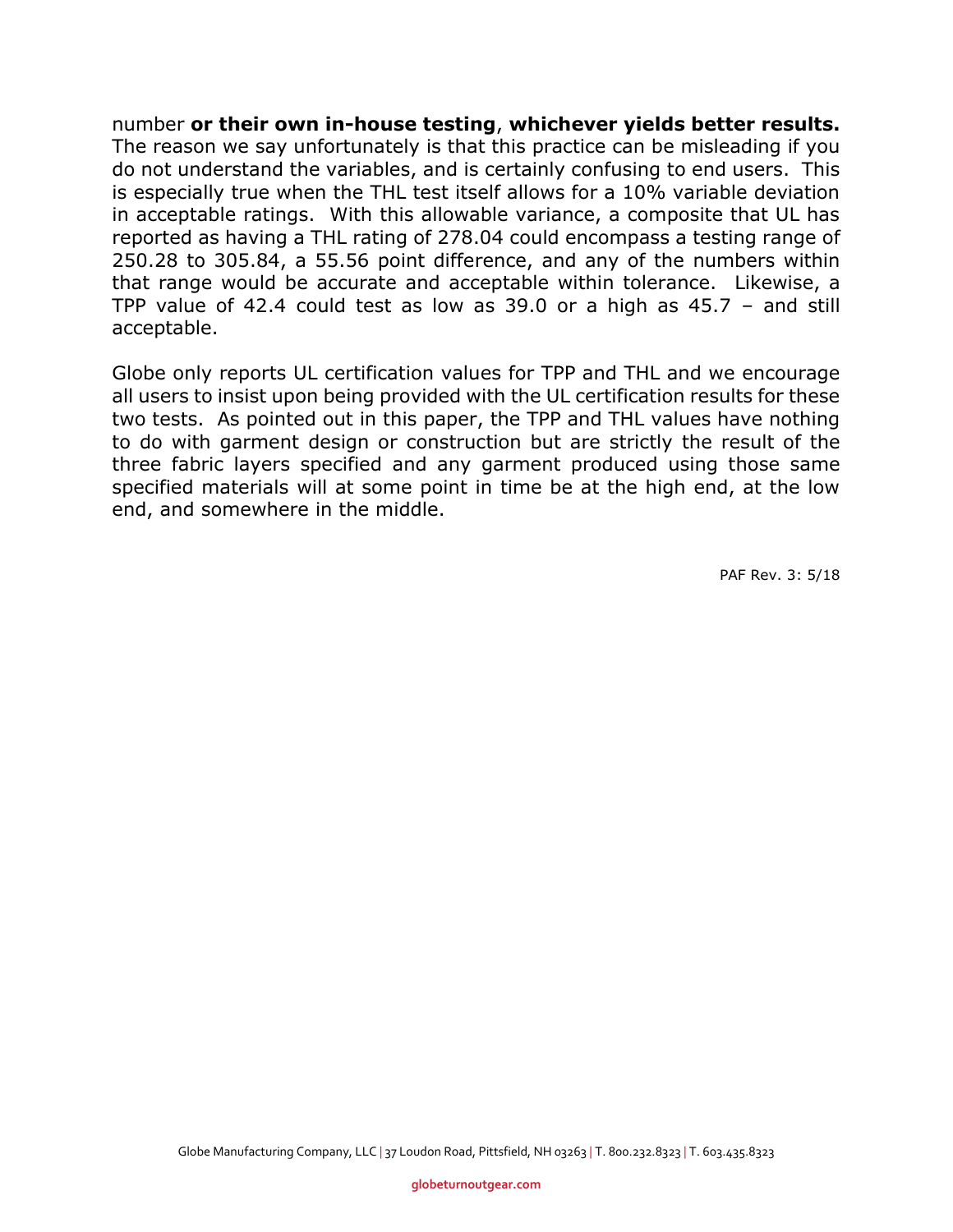number **or their own in-house testing**, **whichever yields better results.** The reason we say unfortunately is that this practice can be misleading if you do not understand the variables, and is certainly confusing to end users. This is especially true when the THL test itself allows for a 10% variable deviation in acceptable ratings. With this allowable variance, a composite that UL has reported as having a THL rating of 278.04 could encompass a testing range of 250.28 to 305.84, a 55.56 point difference, and any of the numbers within that range would be accurate and acceptable within tolerance. Likewise, a TPP value of 42.4 could test as low as 39.0 or a high as 45.7 – and still acceptable.

Globe only reports UL certification values for TPP and THL and we encourage all users to insist upon being provided with the UL certification results for these two tests. As pointed out in this paper, the TPP and THL values have nothing to do with garment design or construction but are strictly the result of the three fabric layers specified and any garment produced using those same specified materials will at some point in time be at the high end, at the low end, and somewhere in the middle.

PAF Rev. 3: 5/18